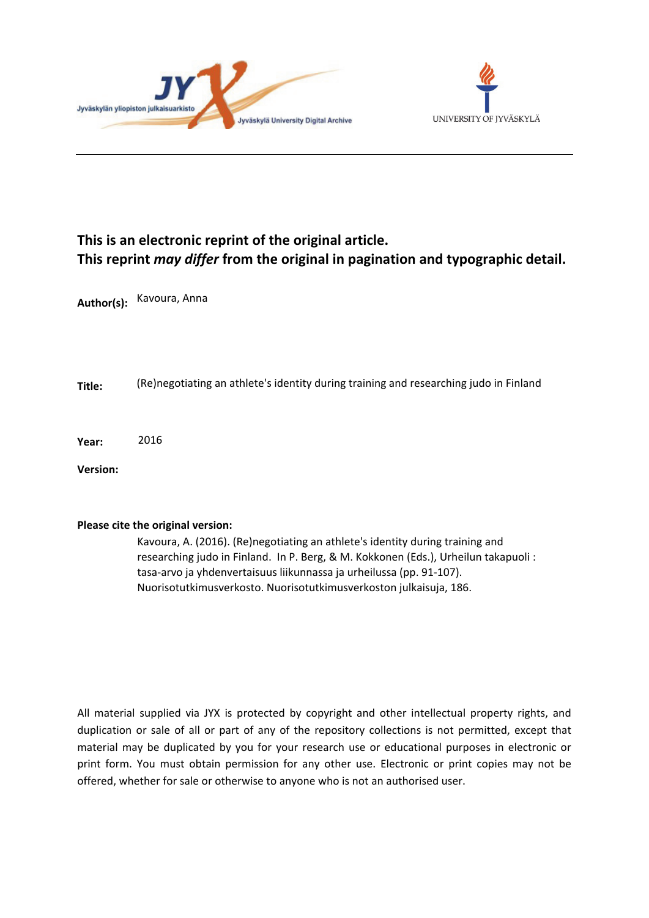Jyväskylän yliopiston julkaisuarkisto

Jyväskylä University Digital Archive

UNIVERSITY OF JYVÄSKYLÄ

**This is an electronic reprint of the original article.**
**This reprint *may differ* from the original in pagination and typographic detail.**

**Author(s):** Kavoura, Anna

**Title:** (Re)negotiating an athlete's identity during training and researching judo in Finland

**Year:** 2016

**Version:**

**Please cite the original version:**

Kavoura, A. (2016). (Re)negotiating an athlete's identity during training and researching judo in Finland. In P. Berg, & M. Kokkonen (Eds.), Urheilun takapuoli : tasa-arvo ja yhdenvertaisuus liikunnassa ja urheilussa (pp. 91-107). Nuorisotutkimusverkosto. Nuorisotutkimusverkoston julkaisuja, 186.

All material supplied via JYX is protected by copyright and other intellectual property rights, and duplication or sale of all or part of any of the repository collections is not permitted, except that material may be duplicated by you for your research use or educational purposes in electronic or print form. You must obtain permission for any other use. Electronic or print copies may not be offered, whether for sale or otherwise to anyone who is not an authorised user.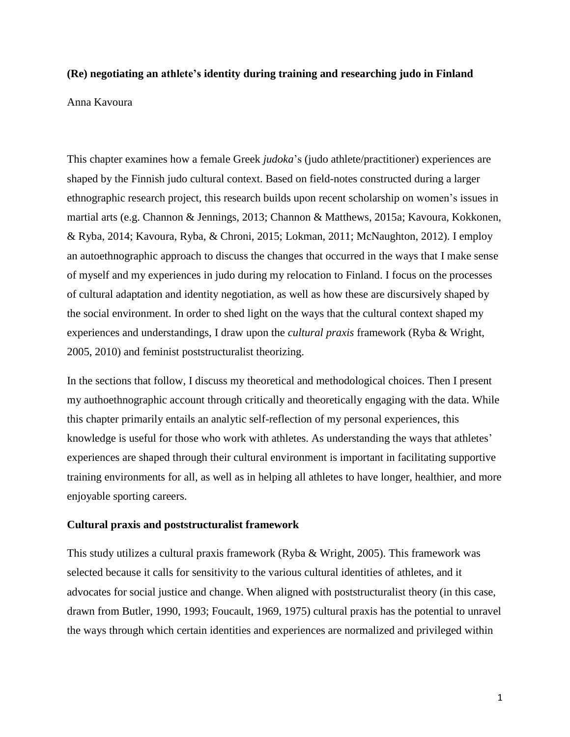**(Re) negotiating an athlete's identity during training and researching judo in Finland**

Anna Kavoura

This chapter examines how a female Greek *judoka*'s (judo athlete/practitioner) experiences are shaped by the Finnish judo cultural context. Based on field-notes constructed during a larger ethnographic research project, this research builds upon recent scholarship on women's issues in martial arts (e.g. Channon & Jennings, 2013; Channon & Matthews, 2015a; Kavoura, Kokkonen, & Ryba, 2014; Kavoura, Ryba, & Chroni, 2015; Lokman, 2011; McNaughton, 2012). I employ an autoethnographic approach to discuss the changes that occurred in the ways that I make sense of myself and my experiences in judo during my relocation to Finland. I focus on the processes of cultural adaptation and identity negotiation, as well as how these are discursively shaped by the social environment. In order to shed light on the ways that the cultural context shaped my experiences and understandings, I draw upon the *cultural praxis* framework (Ryba & Wright, 2005, 2010) and feminist poststructuralist theorizing.

In the sections that follow, I discuss my theoretical and methodological choices. Then I present my authoethnographic account through critically and theoretically engaging with the data. While this chapter primarily entails an analytic self-reflection of my personal experiences, this knowledge is useful for those who work with athletes. As understanding the ways that athletes' experiences are shaped through their cultural environment is important in facilitating supportive training environments for all, as well as in helping all athletes to have longer, healthier, and more enjoyable sporting careers.

**Cultural praxis and poststructuralist framework**

This study utilizes a cultural praxis framework (Ryba & Wright, 2005). This framework was selected because it calls for sensitivity to the various cultural identities of athletes, and it advocates for social justice and change. When aligned with poststructuralist theory (in this case, drawn from Butler, 1990, 1993; Foucault, 1969, 1975) cultural praxis has the potential to unravel the ways through which certain identities and experiences are normalized and privileged within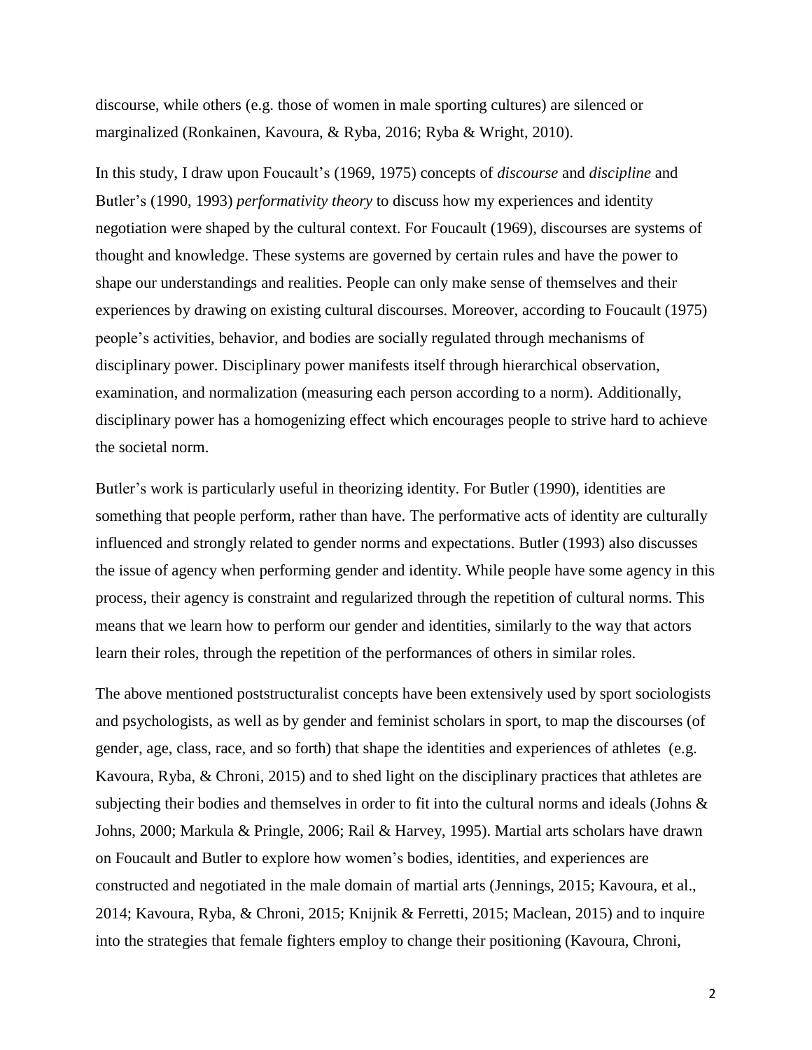discourse, while others (e.g. those of women in male sporting cultures) are silenced or marginalized (Ronkainen, Kavoura, & Ryba, 2016; Ryba & Wright, 2010).

In this study, I draw upon Foucault's (1969, 1975) concepts of *discourse* and *discipline* and Butler's (1990, 1993) *performativity theory* to discuss how my experiences and identity negotiation were shaped by the cultural context. For Foucault (1969), discourses are systems of thought and knowledge. These systems are governed by certain rules and have the power to shape our understandings and realities. People can only make sense of themselves and their experiences by drawing on existing cultural discourses. Moreover, according to Foucault (1975) people's activities, behavior, and bodies are socially regulated through mechanisms of disciplinary power. Disciplinary power manifests itself through hierarchical observation, examination, and normalization (measuring each person according to a norm). Additionally, disciplinary power has a homogenizing effect which encourages people to strive hard to achieve the societal norm.

Butler's work is particularly useful in theorizing identity. For Butler (1990), identities are something that people perform, rather than have. The performative acts of identity are culturally influenced and strongly related to gender norms and expectations. Butler (1993) also discusses the issue of agency when performing gender and identity. While people have some agency in this process, their agency is constraint and regularized through the repetition of cultural norms. This means that we learn how to perform our gender and identities, similarly to the way that actors learn their roles, through the repetition of the performances of others in similar roles.

The above mentioned poststructuralist concepts have been extensively used by sport sociologists and psychologists, as well as by gender and feminist scholars in sport, to map the discourses (of gender, age, class, race, and so forth) that shape the identities and experiences of athletes (e.g. Kavoura, Ryba, & Chroni, 2015) and to shed light on the disciplinary practices that athletes are subjecting their bodies and themselves in order to fit into the cultural norms and ideals (Johns & Johns, 2000; Markula & Pringle, 2006; Rail & Harvey, 1995). Martial arts scholars have drawn on Foucault and Butler to explore how women's bodies, identities, and experiences are constructed and negotiated in the male domain of martial arts (Jennings, 2015; Kavoura, et al., 2014; Kavoura, Ryba, & Chroni, 2015; Knijnik & Ferretti, 2015; Maclean, 2015) and to inquire into the strategies that female fighters employ to change their positioning (Kavoura, Chroni,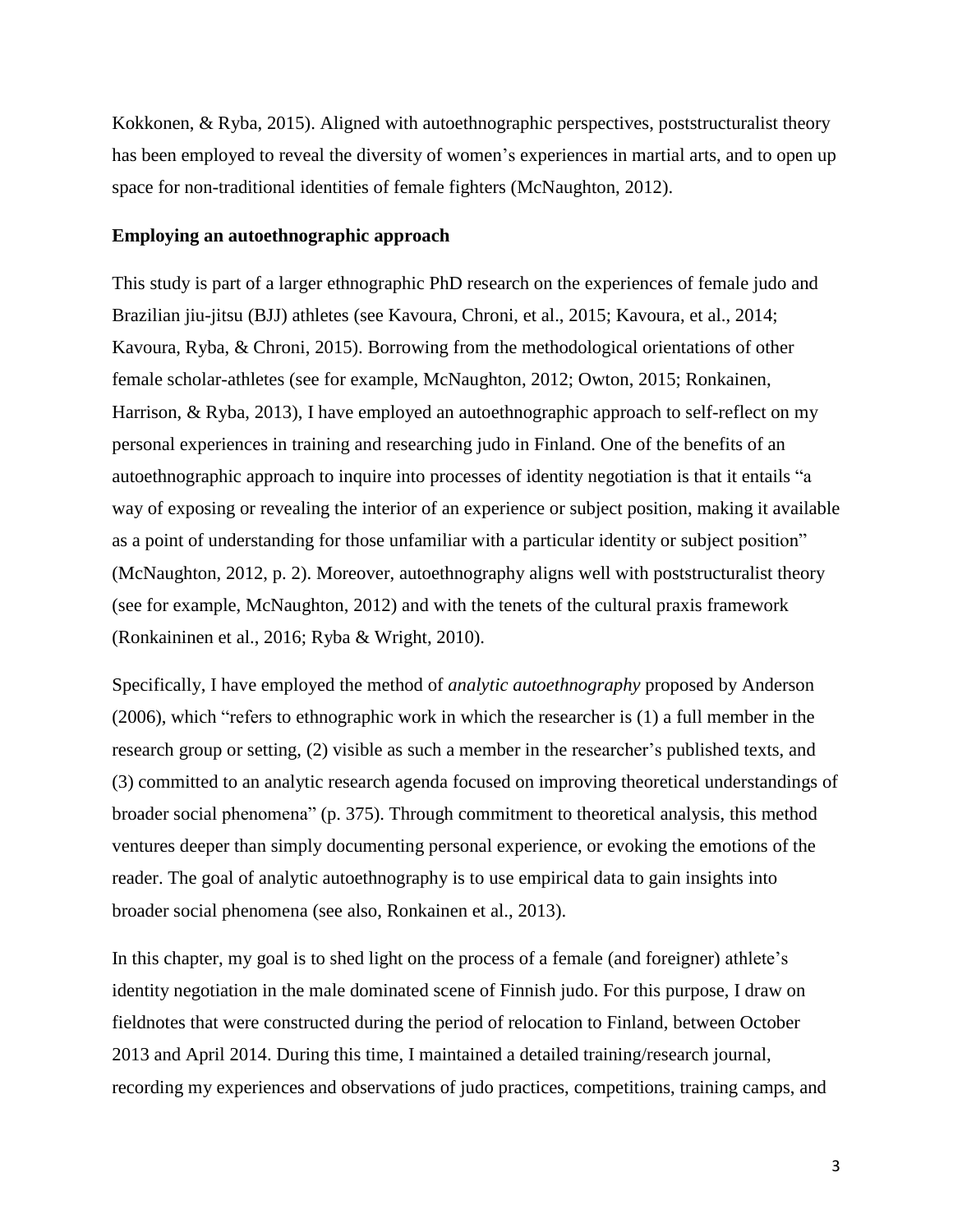Kokkonen, & Ryba, 2015). Aligned with autoethnographic perspectives, poststructuralist theory has been employed to reveal the diversity of women's experiences in martial arts, and to open up space for non-traditional identities of female fighters (McNaughton, 2012).

### Employing an autoethnographic approach

This study is part of a larger ethnographic PhD research on the experiences of female judo and Brazilian jiu-jitsu (BJJ) athletes (see Kavoura, Chroni, et al., 2015; Kavoura, et al., 2014; Kavoura, Ryba, & Chroni, 2015). Borrowing from the methodological orientations of other female scholar-athletes (see for example, McNaughton, 2012; Owton, 2015; Ronkainen, Harrison, & Ryba, 2013), I have employed an autoethnographic approach to self-reflect on my personal experiences in training and researching judo in Finland. One of the benefits of an autoethnographic approach to inquire into processes of identity negotiation is that it entails "a way of exposing or revealing the interior of an experience or subject position, making it available as a point of understanding for those unfamiliar with a particular identity or subject position" (McNaughton, 2012, p. 2). Moreover, autoethnography aligns well with poststructuralist theory (see for example, McNaughton, 2012) and with the tenets of the cultural praxis framework (Ronkaininen et al., 2016; Ryba & Wright, 2010).

Specifically, I have employed the method of *analytic autoethnography* proposed by Anderson (2006), which "refers to ethnographic work in which the researcher is (1) a full member in the research group or setting, (2) visible as such a member in the researcher's published texts, and (3) committed to an analytic research agenda focused on improving theoretical understandings of broader social phenomena" (p. 375). Through commitment to theoretical analysis, this method ventures deeper than simply documenting personal experience, or evoking the emotions of the reader. The goal of analytic autoethnography is to use empirical data to gain insights into broader social phenomena (see also, Ronkainen et al., 2013).

In this chapter, my goal is to shed light on the process of a female (and foreigner) athlete's identity negotiation in the male dominated scene of Finnish judo. For this purpose, I draw on fieldnotes that were constructed during the period of relocation to Finland, between October 2013 and April 2014. During this time, I maintained a detailed training/research journal, recording my experiences and observations of judo practices, competitions, training camps, and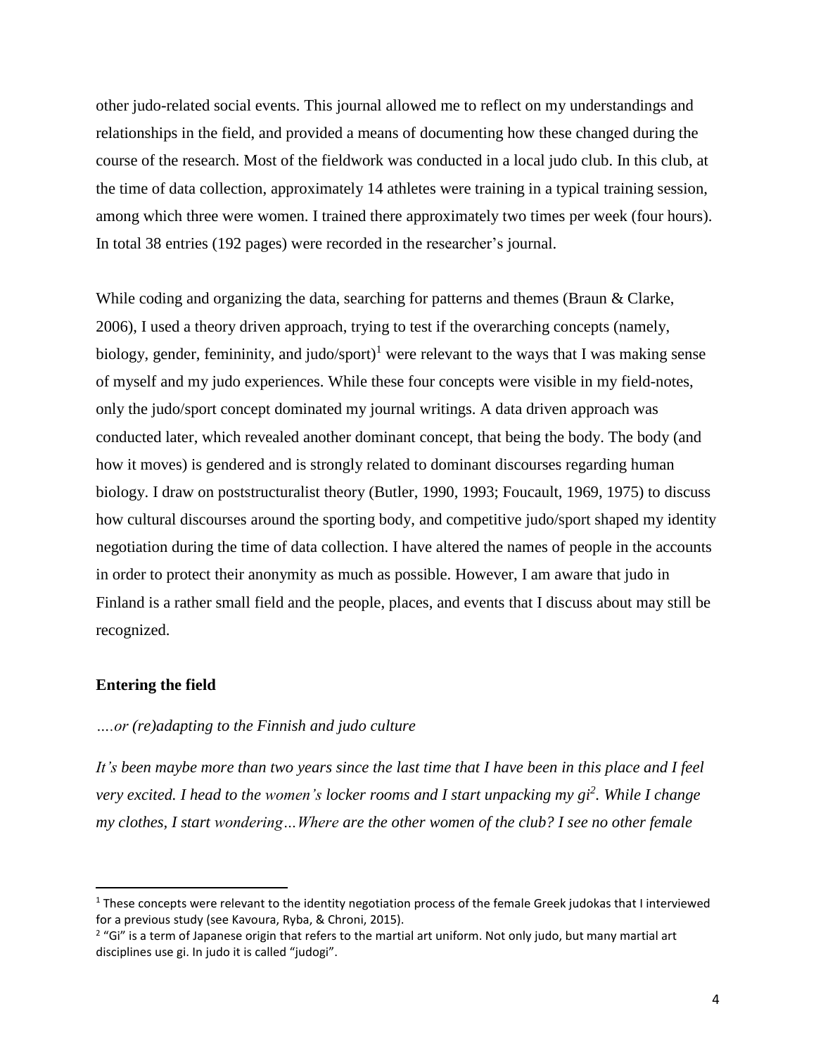other judo-related social events. This journal allowed me to reflect on my understandings and relationships in the field, and provided a means of documenting how these changed during the course of the research. Most of the fieldwork was conducted in a local judo club. In this club, at the time of data collection, approximately 14 athletes were training in a typical training session, among which three were women. I trained there approximately two times per week (four hours). In total 38 entries (192 pages) were recorded in the researcher's journal.

While coding and organizing the data, searching for patterns and themes (Braun & Clarke, 2006), I used a theory driven approach, trying to test if the overarching concepts (namely, biology, gender, femininity, and judo/sport)[1] were relevant to the ways that I was making sense of myself and my judo experiences. While these four concepts were visible in my field-notes, only the judo/sport concept dominated my journal writings. A data driven approach was conducted later, which revealed another dominant concept, that being the body. The body (and how it moves) is gendered and is strongly related to dominant discourses regarding human biology. I draw on poststructuralist theory (Butler, 1990, 1993; Foucault, 1969, 1975) to discuss how cultural discourses around the sporting body, and competitive judo/sport shaped my identity negotiation during the time of data collection. I have altered the names of people in the accounts in order to protect their anonymity as much as possible. However, I am aware that judo in Finland is a rather small field and the people, places, and events that I discuss about may still be recognized.

## Entering the field

*….or (re)adapting to the Finnish and judo culture*

*It's been maybe more than two years since the last time that I have been in this place and I feel very excited. I head to the women's locker rooms and I start unpacking my gi[2]. While I change my clothes, I start wondering…Where are the other women of the club? I see no other female*

---

[1] These concepts were relevant to the identity negotiation process of the female Greek judokas that I interviewed for a previous study (see Kavoura, Ryba, & Chroni, 2015).

[2] "Gi" is a term of Japanese origin that refers to the martial art uniform. Not only judo, but many martial art disciplines use gi. In judo it is called "judogi".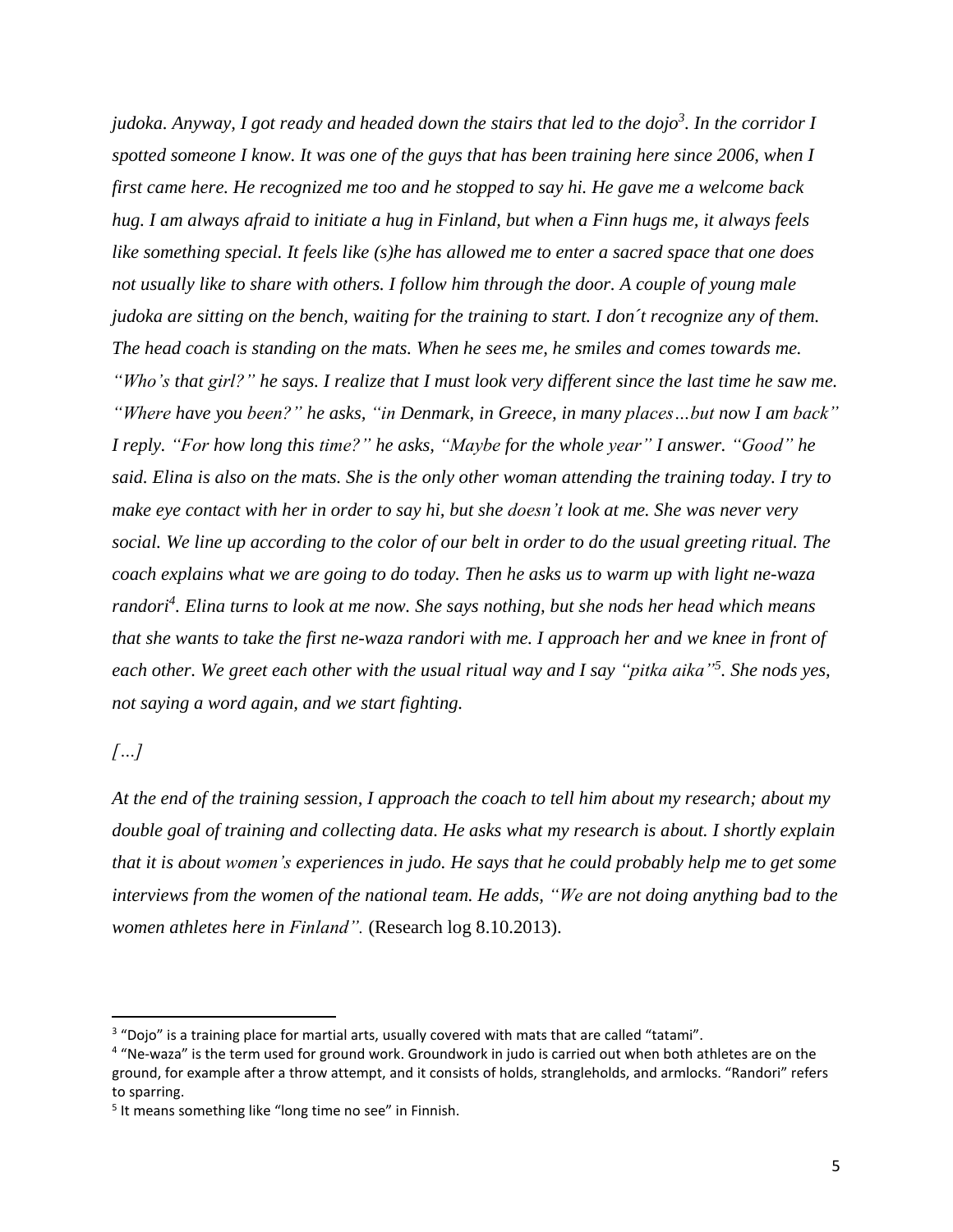*judoka. Anyway, I got ready and headed down the stairs that led to the dojo*[3]*. In the corridor I spotted someone I know. It was one of the guys that has been training here since 2006, when I first came here. He recognized me too and he stopped to say hi. He gave me a welcome back hug. I am always afraid to initiate a hug in Finland, but when a Finn hugs me, it always feels like something special. It feels like (s)he has allowed me to enter a sacred space that one does not usually like to share with others. I follow him through the door. A couple of young male judoka are sitting on the bench, waiting for the training to start. I don´t recognize any of them. The head coach is standing on the mats. When he sees me, he smiles and comes towards me. "Who's that girl?" he says. I realize that I must look very different since the last time he saw me. "Where have you been?" he asks, "in Denmark, in Greece, in many places…but now I am back" I reply. "For how long this time?" he asks, "Maybe for the whole year" I answer. "Good" he said. Elina is also on the mats. She is the only other woman attending the training today. I try to make eye contact with her in order to say hi, but she doesn't look at me. She was never very social. We line up according to the color of our belt in order to do the usual greeting ritual. The coach explains what we are going to do today. Then he asks us to warm up with light ne-waza randori*[4]*. Elina turns to look at me now. She says nothing, but she nods her head which means that she wants to take the first ne-waza randori with me. I approach her and we knee in front of each other. We greet each other with the usual ritual way and I say "pitka aika"*[5]*. She nods yes, not saying a word again, and we start fighting.*

*[…]*

*At the end of the training session, I approach the coach to tell him about my research; about my double goal of training and collecting data. He asks what my research is about. I shortly explain that it is about women's experiences in judo. He says that he could probably help me to get some interviews from the women of the national team. He adds, "We are not doing anything bad to the women athletes here in Finland".* (Research log 8.10.2013).

---

[3] "Dojo" is a training place for martial arts, usually covered with mats that are called "tatami".

[4] "Ne-waza" is the term used for ground work. Groundwork in judo is carried out when both athletes are on the ground, for example after a throw attempt, and it consists of holds, strangleholds, and armlocks. "Randori" refers to sparring.

[5] It means something like "long time no see" in Finnish.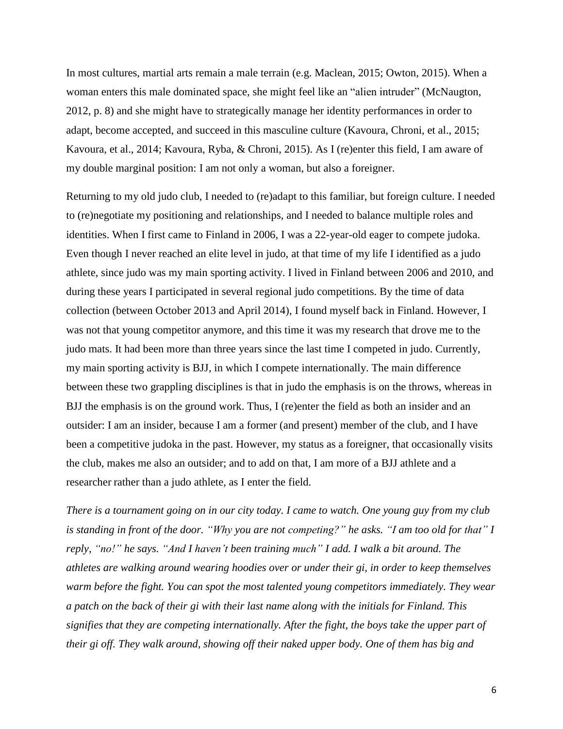In most cultures, martial arts remain a male terrain (e.g. Maclean, 2015; Owton, 2015). When a woman enters this male dominated space, she might feel like an "alien intruder" (McNaugton, 2012, p. 8) and she might have to strategically manage her identity performances in order to adapt, become accepted, and succeed in this masculine culture (Kavoura, Chroni, et al., 2015; Kavoura, et al., 2014; Kavoura, Ryba, & Chroni, 2015). As I (re)enter this field, I am aware of my double marginal position: I am not only a woman, but also a foreigner.

Returning to my old judo club, I needed to (re)adapt to this familiar, but foreign culture. I needed to (re)negotiate my positioning and relationships, and I needed to balance multiple roles and identities. When I first came to Finland in 2006, I was a 22-year-old eager to compete judoka. Even though I never reached an elite level in judo, at that time of my life I identified as a judo athlete, since judo was my main sporting activity. I lived in Finland between 2006 and 2010, and during these years I participated in several regional judo competitions. By the time of data collection (between October 2013 and April 2014), I found myself back in Finland. However, I was not that young competitor anymore, and this time it was my research that drove me to the judo mats. It had been more than three years since the last time I competed in judo. Currently, my main sporting activity is BJJ, in which I compete internationally. The main difference between these two grappling disciplines is that in judo the emphasis is on the throws, whereas in BJJ the emphasis is on the ground work. Thus, I (re)enter the field as both an insider and an outsider: I am an insider, because I am a former (and present) member of the club, and I have been a competitive judoka in the past. However, my status as a foreigner, that occasionally visits the club, makes me also an outsider; and to add on that, I am more of a BJJ athlete and a researcher rather than a judo athlete, as I enter the field.

*There is a tournament going on in our city today. I came to watch. One young guy from my club is standing in front of the door. "Why you are not competing?" he asks. "I am too old for that" I reply, "no!" he says. "And I haven't been training much" I add. I walk a bit around. The athletes are walking around wearing hoodies over or under their gi, in order to keep themselves warm before the fight. You can spot the most talented young competitors immediately. They wear a patch on the back of their gi with their last name along with the initials for Finland. This signifies that they are competing internationally. After the fight, the boys take the upper part of their gi off. They walk around, showing off their naked upper body. One of them has big and*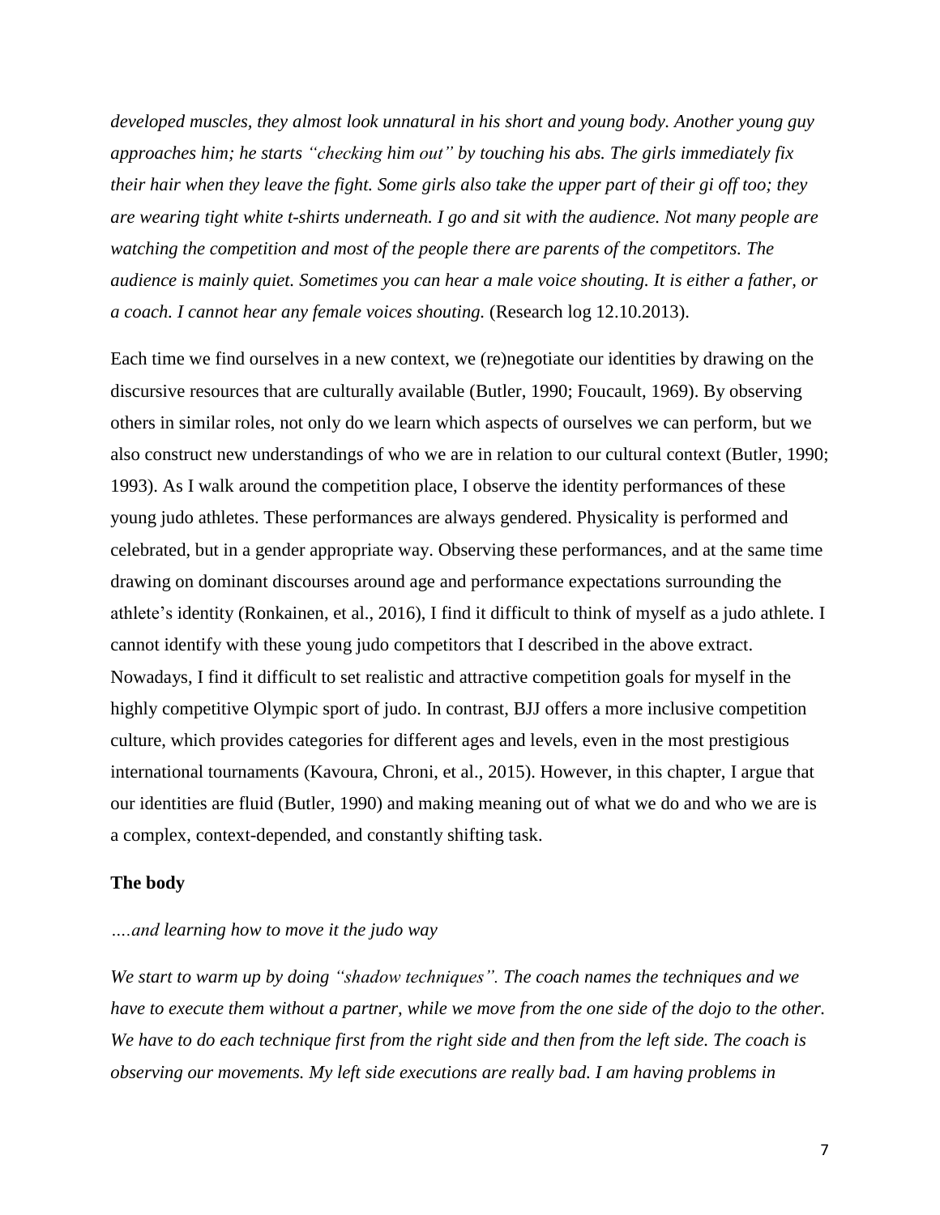*developed muscles, they almost look unnatural in his short and young body. Another young guy approaches him; he starts "checking him out" by touching his abs. The girls immediately fix their hair when they leave the fight. Some girls also take the upper part of their gi off too; they are wearing tight white t-shirts underneath. I go and sit with the audience. Not many people are watching the competition and most of the people there are parents of the competitors. The audience is mainly quiet. Sometimes you can hear a male voice shouting. It is either a father, or a coach. I cannot hear any female voices shouting.* (Research log 12.10.2013).

Each time we find ourselves in a new context, we (re)negotiate our identities by drawing on the discursive resources that are culturally available (Butler, 1990; Foucault, 1969). By observing others in similar roles, not only do we learn which aspects of ourselves we can perform, but we also construct new understandings of who we are in relation to our cultural context (Butler, 1990; 1993). As I walk around the competition place, I observe the identity performances of these young judo athletes. These performances are always gendered. Physicality is performed and celebrated, but in a gender appropriate way. Observing these performances, and at the same time drawing on dominant discourses around age and performance expectations surrounding the athlete's identity (Ronkainen, et al., 2016), I find it difficult to think of myself as a judo athlete. I cannot identify with these young judo competitors that I described in the above extract. Nowadays, I find it difficult to set realistic and attractive competition goals for myself in the highly competitive Olympic sport of judo. In contrast, BJJ offers a more inclusive competition culture, which provides categories for different ages and levels, even in the most prestigious international tournaments (Kavoura, Chroni, et al., 2015). However, in this chapter, I argue that our identities are fluid (Butler, 1990) and making meaning out of what we do and who we are is a complex, context-depended, and constantly shifting task.

## The body

*….and learning how to move it the judo way*

*We start to warm up by doing "shadow techniques". The coach names the techniques and we have to execute them without a partner, while we move from the one side of the dojo to the other. We have to do each technique first from the right side and then from the left side. The coach is observing our movements. My left side executions are really bad. I am having problems in*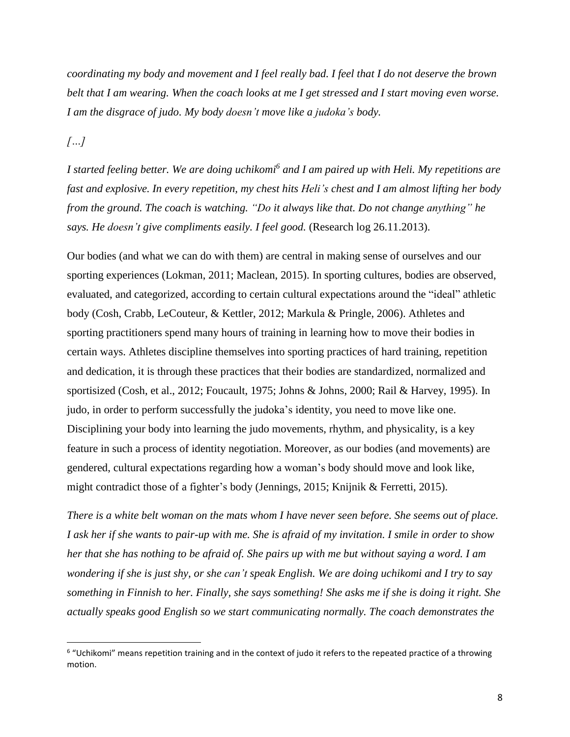*coordinating my body and movement and I feel really bad. I feel that I do not deserve the brown belt that I am wearing. When the coach looks at me I get stressed and I start moving even worse. I am the disgrace of judo. My body doesn't move like a judoka's body.*

*[…]*

*I started feeling better. We are doing uchikomi*[6] *and I am paired up with Heli. My repetitions are fast and explosive. In every repetition, my chest hits Heli's chest and I am almost lifting her body from the ground. The coach is watching. "Do it always like that. Do not change anything" he says. He doesn't give compliments easily. I feel good.* (Research log 26.11.2013).

Our bodies (and what we can do with them) are central in making sense of ourselves and our sporting experiences (Lokman, 2011; Maclean, 2015). In sporting cultures, bodies are observed, evaluated, and categorized, according to certain cultural expectations around the "ideal" athletic body (Cosh, Crabb, LeCouteur, & Kettler, 2012; Markula & Pringle, 2006). Athletes and sporting practitioners spend many hours of training in learning how to move their bodies in certain ways. Athletes discipline themselves into sporting practices of hard training, repetition and dedication, it is through these practices that their bodies are standardized, normalized and sportisized (Cosh, et al., 2012; Foucault, 1975; Johns & Johns, 2000; Rail & Harvey, 1995). In judo, in order to perform successfully the judoka's identity, you need to move like one. Disciplining your body into learning the judo movements, rhythm, and physicality, is a key feature in such a process of identity negotiation. Moreover, as our bodies (and movements) are gendered, cultural expectations regarding how a woman's body should move and look like, might contradict those of a fighter's body (Jennings, 2015; Knijnik & Ferretti, 2015).

*There is a white belt woman on the mats whom I have never seen before. She seems out of place. I ask her if she wants to pair-up with me. She is afraid of my invitation. I smile in order to show her that she has nothing to be afraid of. She pairs up with me but without saying a word. I am wondering if she is just shy, or she can't speak English. We are doing uchikomi and I try to say something in Finnish to her. Finally, she says something! She asks me if she is doing it right. She actually speaks good English so we start communicating normally. The coach demonstrates the*

---

[6] "Uchikomi" means repetition training and in the context of judo it refers to the repeated practice of a throwing motion.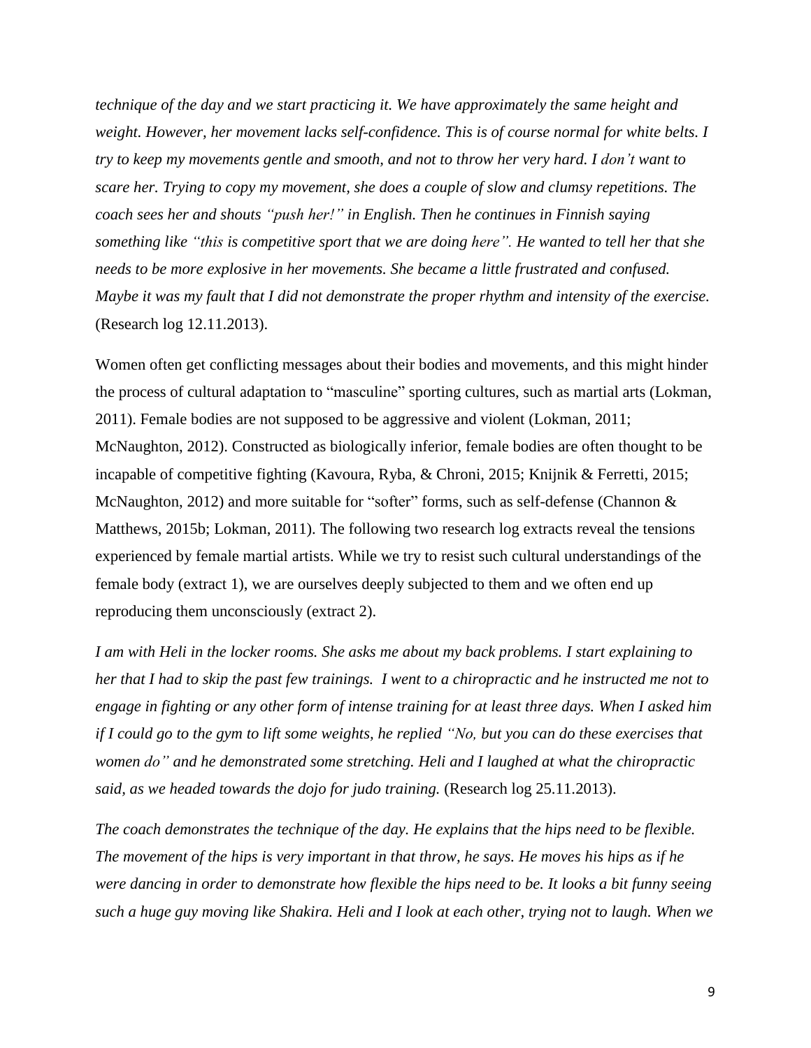*technique of the day and we start practicing it. We have approximately the same height and weight. However, her movement lacks self-confidence. This is of course normal for white belts. I try to keep my movements gentle and smooth, and not to throw her very hard. I don't want to scare her. Trying to copy my movement, she does a couple of slow and clumsy repetitions. The coach sees her and shouts "push her!" in English. Then he continues in Finnish saying something like "this is competitive sport that we are doing here". He wanted to tell her that she needs to be more explosive in her movements. She became a little frustrated and confused. Maybe it was my fault that I did not demonstrate the proper rhythm and intensity of the exercise.* (Research log 12.11.2013).

Women often get conflicting messages about their bodies and movements, and this might hinder the process of cultural adaptation to "masculine" sporting cultures, such as martial arts (Lokman, 2011). Female bodies are not supposed to be aggressive and violent (Lokman, 2011; McNaughton, 2012). Constructed as biologically inferior, female bodies are often thought to be incapable of competitive fighting (Kavoura, Ryba, & Chroni, 2015; Knijnik & Ferretti, 2015; McNaughton, 2012) and more suitable for "softer" forms, such as self-defense (Channon & Matthews, 2015b; Lokman, 2011). The following two research log extracts reveal the tensions experienced by female martial artists. While we try to resist such cultural understandings of the female body (extract 1), we are ourselves deeply subjected to them and we often end up reproducing them unconsciously (extract 2).

*I am with Heli in the locker rooms. She asks me about my back problems. I start explaining to her that I had to skip the past few trainings. I went to a chiropractic and he instructed me not to engage in fighting or any other form of intense training for at least three days. When I asked him if I could go to the gym to lift some weights, he replied "No, but you can do these exercises that women do" and he demonstrated some stretching. Heli and I laughed at what the chiropractic said, as we headed towards the dojo for judo training.* (Research log 25.11.2013).

*The coach demonstrates the technique of the day. He explains that the hips need to be flexible. The movement of the hips is very important in that throw, he says. He moves his hips as if he were dancing in order to demonstrate how flexible the hips need to be. It looks a bit funny seeing such a huge guy moving like Shakira. Heli and I look at each other, trying not to laugh. When we*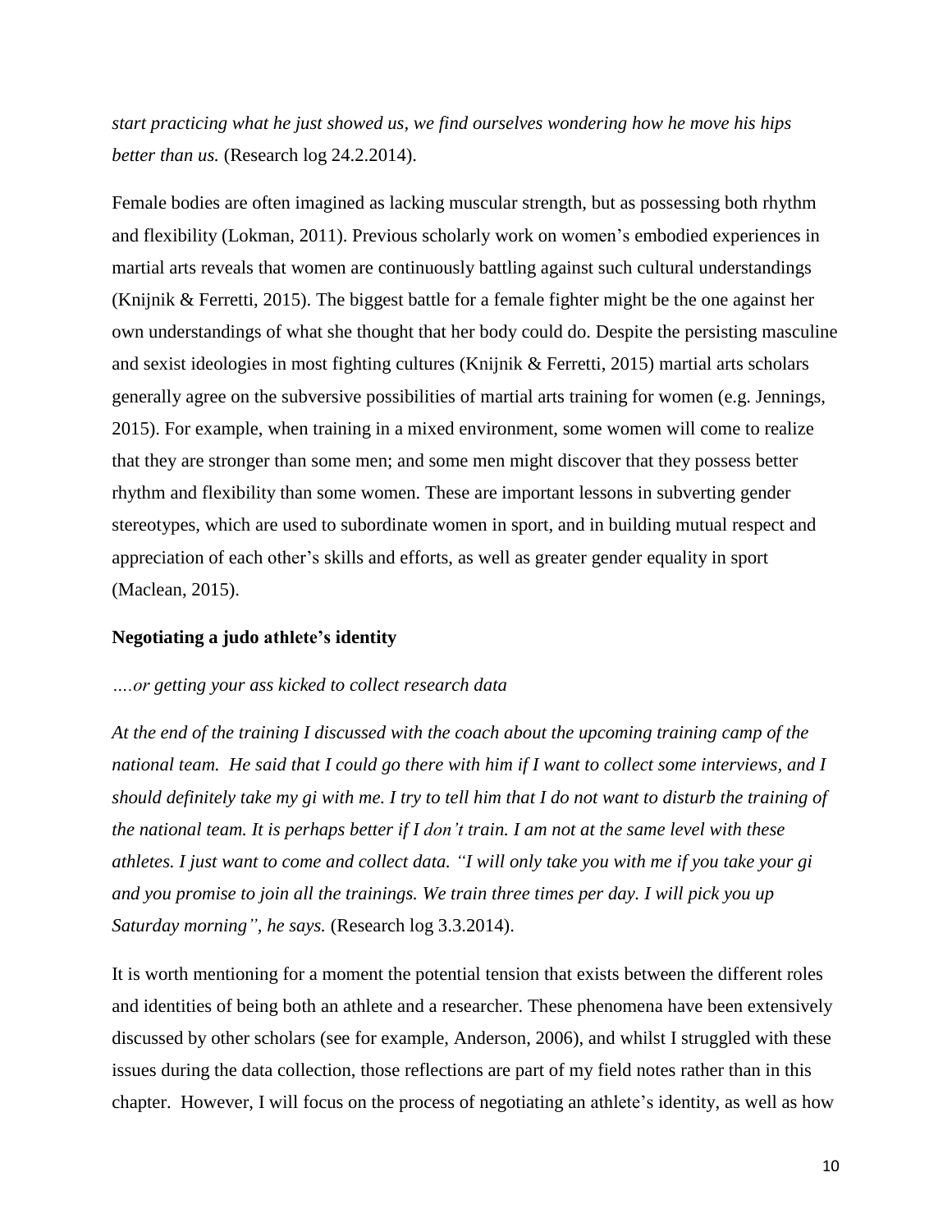*start practicing what he just showed us, we find ourselves wondering how he move his hips better than us.* (Research log 24.2.2014).

Female bodies are often imagined as lacking muscular strength, but as possessing both rhythm and flexibility (Lokman, 2011). Previous scholarly work on women's embodied experiences in martial arts reveals that women are continuously battling against such cultural understandings (Knijnik & Ferretti, 2015). The biggest battle for a female fighter might be the one against her own understandings of what she thought that her body could do. Despite the persisting masculine and sexist ideologies in most fighting cultures (Knijnik & Ferretti, 2015) martial arts scholars generally agree on the subversive possibilities of martial arts training for women (e.g. Jennings, 2015). For example, when training in a mixed environment, some women will come to realize that they are stronger than some men; and some men might discover that they possess better rhythm and flexibility than some women. These are important lessons in subverting gender stereotypes, which are used to subordinate women in sport, and in building mutual respect and appreciation of each other's skills and efforts, as well as greater gender equality in sport (Maclean, 2015).

**Negotiating a judo athlete's identity**

*….or getting your ass kicked to collect research data*

*At the end of the training I discussed with the coach about the upcoming training camp of the national team. He said that I could go there with him if I want to collect some interviews, and I should definitely take my gi with me. I try to tell him that I do not want to disturb the training of the national team. It is perhaps better if I don't train. I am not at the same level with these athletes. I just want to come and collect data. "I will only take you with me if you take your gi and you promise to join all the trainings. We train three times per day. I will pick you up Saturday morning", he says.* (Research log 3.3.2014).

It is worth mentioning for a moment the potential tension that exists between the different roles and identities of being both an athlete and a researcher. These phenomena have been extensively discussed by other scholars (see for example, Anderson, 2006), and whilst I struggled with these issues during the data collection, those reflections are part of my field notes rather than in this chapter. However, I will focus on the process of negotiating an athlete's identity, as well as how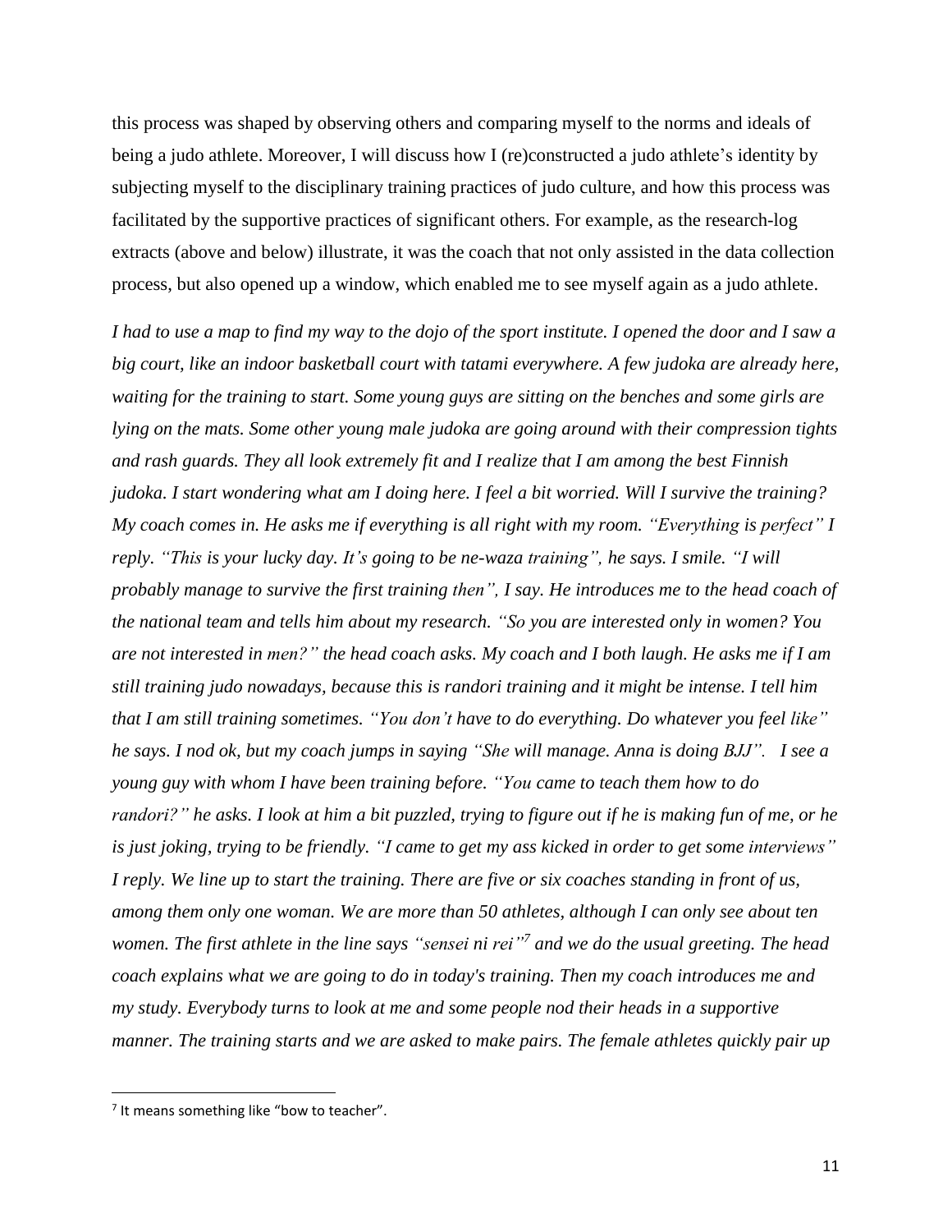this process was shaped by observing others and comparing myself to the norms and ideals of being a judo athlete. Moreover, I will discuss how I (re)constructed a judo athlete's identity by subjecting myself to the disciplinary training practices of judo culture, and how this process was facilitated by the supportive practices of significant others. For example, as the research-log extracts (above and below) illustrate, it was the coach that not only assisted in the data collection process, but also opened up a window, which enabled me to see myself again as a judo athlete.

*I had to use a map to find my way to the dojo of the sport institute. I opened the door and I saw a big court, like an indoor basketball court with tatami everywhere. A few judoka are already here, waiting for the training to start. Some young guys are sitting on the benches and some girls are lying on the mats. Some other young male judoka are going around with their compression tights and rash guards. They all look extremely fit and I realize that I am among the best Finnish judoka. I start wondering what am I doing here. I feel a bit worried. Will I survive the training? My coach comes in. He asks me if everything is all right with my room. "Everything is perfect" I reply. "This is your lucky day. It's going to be ne-waza training", he says. I smile. "I will probably manage to survive the first training then", I say. He introduces me to the head coach of the national team and tells him about my research. "So you are interested only in women? You are not interested in men?" the head coach asks. My coach and I both laugh. He asks me if I am still training judo nowadays, because this is randori training and it might be intense. I tell him that I am still training sometimes. "You don't have to do everything. Do whatever you feel like" he says. I nod ok, but my coach jumps in saying "She will manage. Anna is doing BJJ". I see a young guy with whom I have been training before. "You came to teach them how to do randori?" he asks. I look at him a bit puzzled, trying to figure out if he is making fun of me, or he is just joking, trying to be friendly. "I came to get my ass kicked in order to get some interviews" I reply. We line up to start the training. There are five or six coaches standing in front of us, among them only one woman. We are more than 50 athletes, although I can only see about ten women. The first athlete in the line says "sensei ni rei"[7] and we do the usual greeting. The head coach explains what we are going to do in today's training. Then my coach introduces me and my study. Everybody turns to look at me and some people nod their heads in a supportive manner. The training starts and we are asked to make pairs. The female athletes quickly pair up*

[7] It means something like "bow to teacher".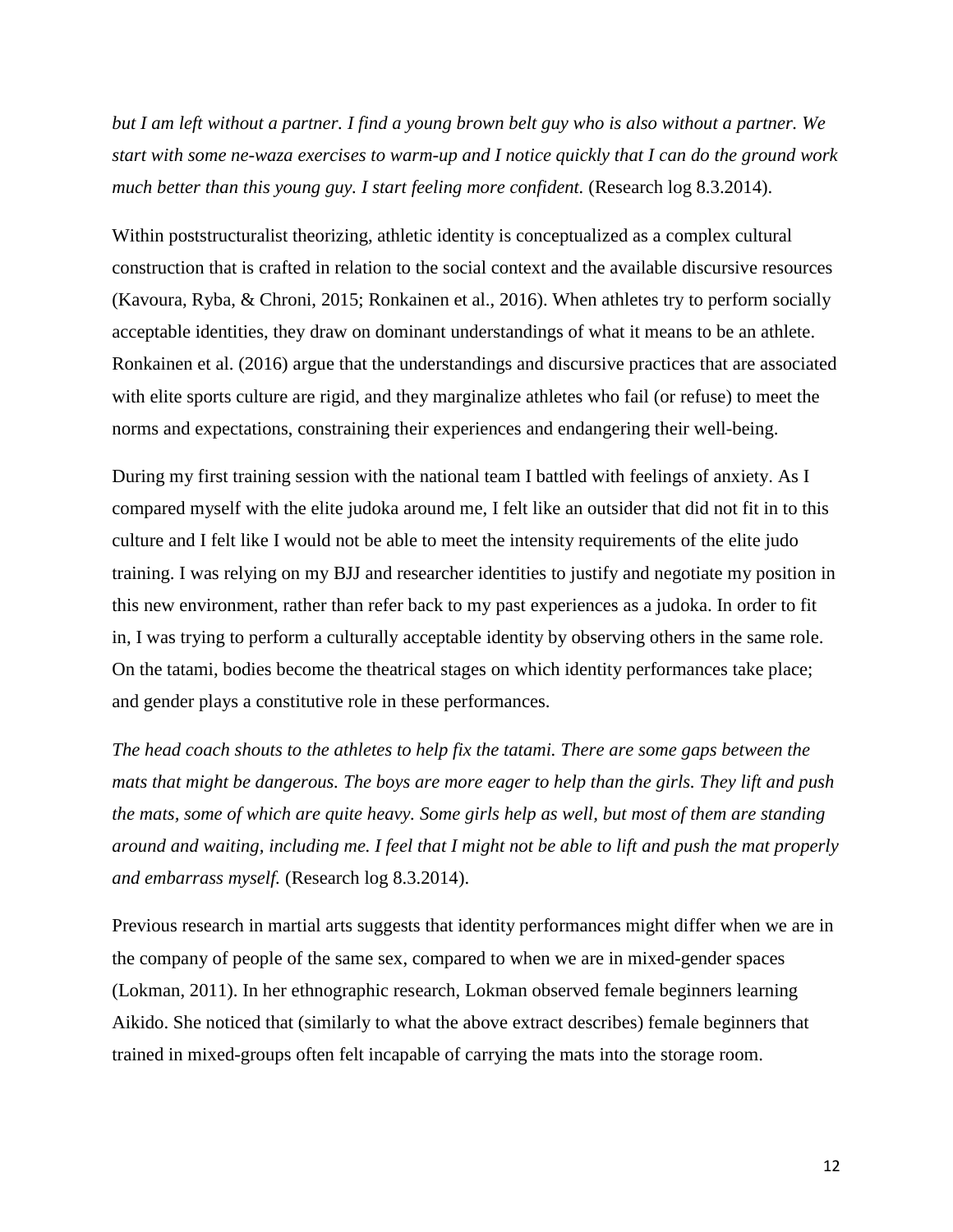*but I am left without a partner. I find a young brown belt guy who is also without a partner. We start with some ne-waza exercises to warm-up and I notice quickly that I can do the ground work much better than this young guy. I start feeling more confident.* (Research log 8.3.2014).

Within poststructuralist theorizing, athletic identity is conceptualized as a complex cultural construction that is crafted in relation to the social context and the available discursive resources (Kavoura, Ryba, & Chroni, 2015; Ronkainen et al., 2016). When athletes try to perform socially acceptable identities, they draw on dominant understandings of what it means to be an athlete. Ronkainen et al. (2016) argue that the understandings and discursive practices that are associated with elite sports culture are rigid, and they marginalize athletes who fail (or refuse) to meet the norms and expectations, constraining their experiences and endangering their well-being.

During my first training session with the national team I battled with feelings of anxiety. As I compared myself with the elite judoka around me, I felt like an outsider that did not fit in to this culture and I felt like I would not be able to meet the intensity requirements of the elite judo training. I was relying on my BJJ and researcher identities to justify and negotiate my position in this new environment, rather than refer back to my past experiences as a judoka. In order to fit in, I was trying to perform a culturally acceptable identity by observing others in the same role. On the tatami, bodies become the theatrical stages on which identity performances take place; and gender plays a constitutive role in these performances.

*The head coach shouts to the athletes to help fix the tatami. There are some gaps between the mats that might be dangerous. The boys are more eager to help than the girls. They lift and push the mats, some of which are quite heavy. Some girls help as well, but most of them are standing around and waiting, including me. I feel that I might not be able to lift and push the mat properly and embarrass myself.* (Research log 8.3.2014).

Previous research in martial arts suggests that identity performances might differ when we are in the company of people of the same sex, compared to when we are in mixed-gender spaces (Lokman, 2011). In her ethnographic research, Lokman observed female beginners learning Aikido. She noticed that (similarly to what the above extract describes) female beginners that trained in mixed-groups often felt incapable of carrying the mats into the storage room.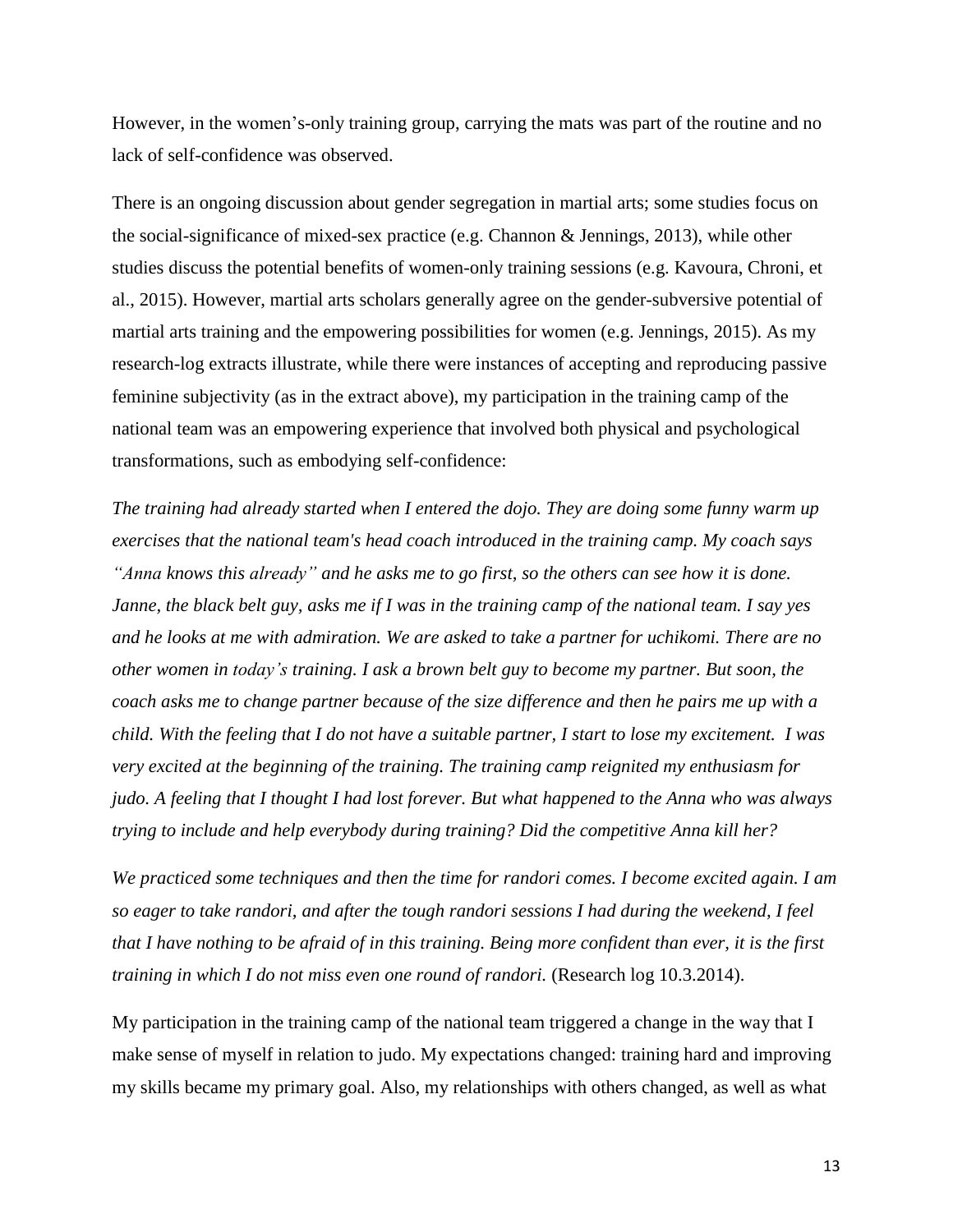However, in the women's-only training group, carrying the mats was part of the routine and no lack of self-confidence was observed.

There is an ongoing discussion about gender segregation in martial arts; some studies focus on the social-significance of mixed-sex practice (e.g. Channon & Jennings, 2013), while other studies discuss the potential benefits of women-only training sessions (e.g. Kavoura, Chroni, et al., 2015). However, martial arts scholars generally agree on the gender-subversive potential of martial arts training and the empowering possibilities for women (e.g. Jennings, 2015). As my research-log extracts illustrate, while there were instances of accepting and reproducing passive feminine subjectivity (as in the extract above), my participation in the training camp of the national team was an empowering experience that involved both physical and psychological transformations, such as embodying self-confidence:

*The training had already started when I entered the dojo. They are doing some funny warm up exercises that the national team's head coach introduced in the training camp. My coach says "Anna knows this already" and he asks me to go first, so the others can see how it is done. Janne, the black belt guy, asks me if I was in the training camp of the national team. I say yes and he looks at me with admiration. We are asked to take a partner for uchikomi. There are no other women in today's training. I ask a brown belt guy to become my partner. But soon, the coach asks me to change partner because of the size difference and then he pairs me up with a child. With the feeling that I do not have a suitable partner, I start to lose my excitement. I was very excited at the beginning of the training. The training camp reignited my enthusiasm for judo. A feeling that I thought I had lost forever. But what happened to the Anna who was always trying to include and help everybody during training? Did the competitive Anna kill her?*

*We practiced some techniques and then the time for randori comes. I become excited again. I am so eager to take randori, and after the tough randori sessions I had during the weekend, I feel that I have nothing to be afraid of in this training. Being more confident than ever, it is the first training in which I do not miss even one round of randori.* (Research log 10.3.2014).

My participation in the training camp of the national team triggered a change in the way that I make sense of myself in relation to judo. My expectations changed: training hard and improving my skills became my primary goal. Also, my relationships with others changed, as well as what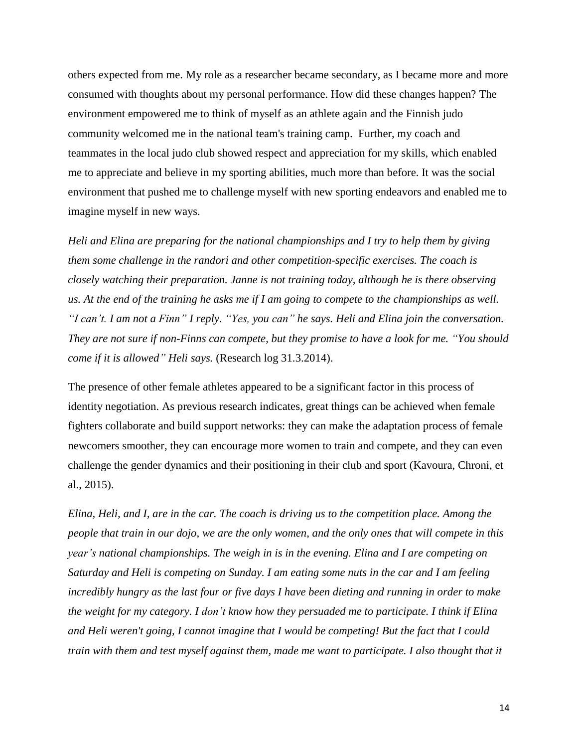others expected from me. My role as a researcher became secondary, as I became more and more consumed with thoughts about my personal performance. How did these changes happen? The environment empowered me to think of myself as an athlete again and the Finnish judo community welcomed me in the national team's training camp. Further, my coach and teammates in the local judo club showed respect and appreciation for my skills, which enabled me to appreciate and believe in my sporting abilities, much more than before. It was the social environment that pushed me to challenge myself with new sporting endeavors and enabled me to imagine myself in new ways.

*Heli and Elina are preparing for the national championships and I try to help them by giving them some challenge in the randori and other competition-specific exercises. The coach is closely watching their preparation. Janne is not training today, although he is there observing us. At the end of the training he asks me if I am going to compete to the championships as well. "I can't. I am not a Finn" I reply. "Yes, you can" he says. Heli and Elina join the conversation. They are not sure if non-Finns can compete, but they promise to have a look for me. "You should come if it is allowed" Heli says.* (Research log 31.3.2014).

The presence of other female athletes appeared to be a significant factor in this process of identity negotiation. As previous research indicates, great things can be achieved when female fighters collaborate and build support networks: they can make the adaptation process of female newcomers smoother, they can encourage more women to train and compete, and they can even challenge the gender dynamics and their positioning in their club and sport (Kavoura, Chroni, et al., 2015).

*Elina, Heli, and I, are in the car. The coach is driving us to the competition place. Among the people that train in our dojo, we are the only women, and the only ones that will compete in this year's national championships. The weigh in is in the evening. Elina and I are competing on Saturday and Heli is competing on Sunday. I am eating some nuts in the car and I am feeling incredibly hungry as the last four or five days I have been dieting and running in order to make the weight for my category. I don't know how they persuaded me to participate. I think if Elina and Heli weren't going, I cannot imagine that I would be competing! But the fact that I could train with them and test myself against them, made me want to participate. I also thought that it*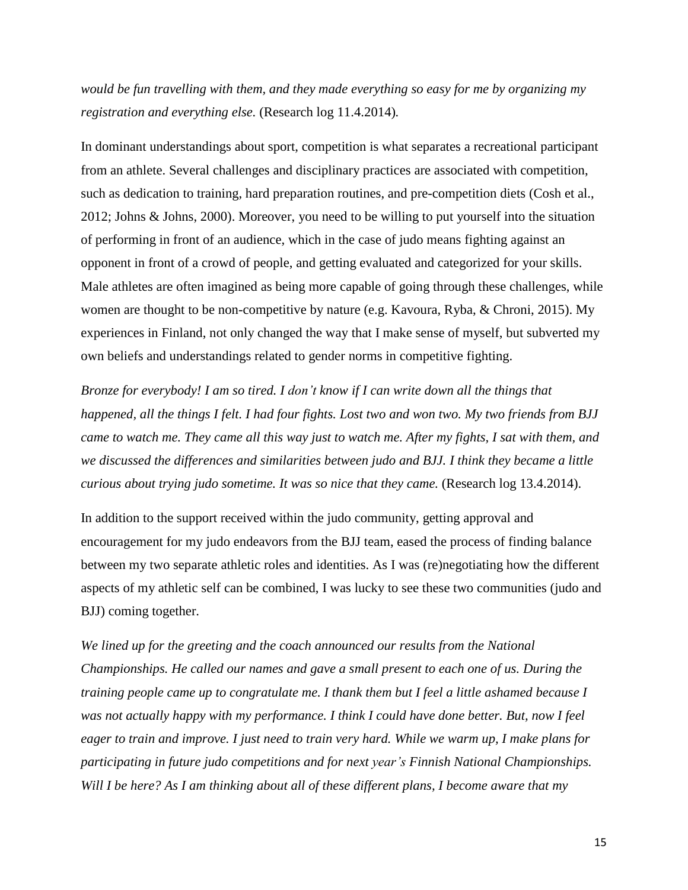*would be fun travelling with them, and they made everything so easy for me by organizing my registration and everything else.* (Research log 11.4.2014).

In dominant understandings about sport, competition is what separates a recreational participant from an athlete. Several challenges and disciplinary practices are associated with competition, such as dedication to training, hard preparation routines, and pre-competition diets (Cosh et al., 2012; Johns & Johns, 2000). Moreover, you need to be willing to put yourself into the situation of performing in front of an audience, which in the case of judo means fighting against an opponent in front of a crowd of people, and getting evaluated and categorized for your skills. Male athletes are often imagined as being more capable of going through these challenges, while women are thought to be non-competitive by nature (e.g. Kavoura, Ryba, & Chroni, 2015). My experiences in Finland, not only changed the way that I make sense of myself, but subverted my own beliefs and understandings related to gender norms in competitive fighting.

*Bronze for everybody! I am so tired. I don't know if I can write down all the things that happened, all the things I felt. I had four fights. Lost two and won two. My two friends from BJJ came to watch me. They came all this way just to watch me. After my fights, I sat with them, and we discussed the differences and similarities between judo and BJJ. I think they became a little curious about trying judo sometime. It was so nice that they came.* (Research log 13.4.2014).

In addition to the support received within the judo community, getting approval and encouragement for my judo endeavors from the BJJ team, eased the process of finding balance between my two separate athletic roles and identities. As I was (re)negotiating how the different aspects of my athletic self can be combined, I was lucky to see these two communities (judo and BJJ) coming together.

*We lined up for the greeting and the coach announced our results from the National Championships. He called our names and gave a small present to each one of us. During the training people came up to congratulate me. I thank them but I feel a little ashamed because I was not actually happy with my performance. I think I could have done better. But, now I feel eager to train and improve. I just need to train very hard. While we warm up, I make plans for participating in future judo competitions and for next year's Finnish National Championships. Will I be here? As I am thinking about all of these different plans, I become aware that my*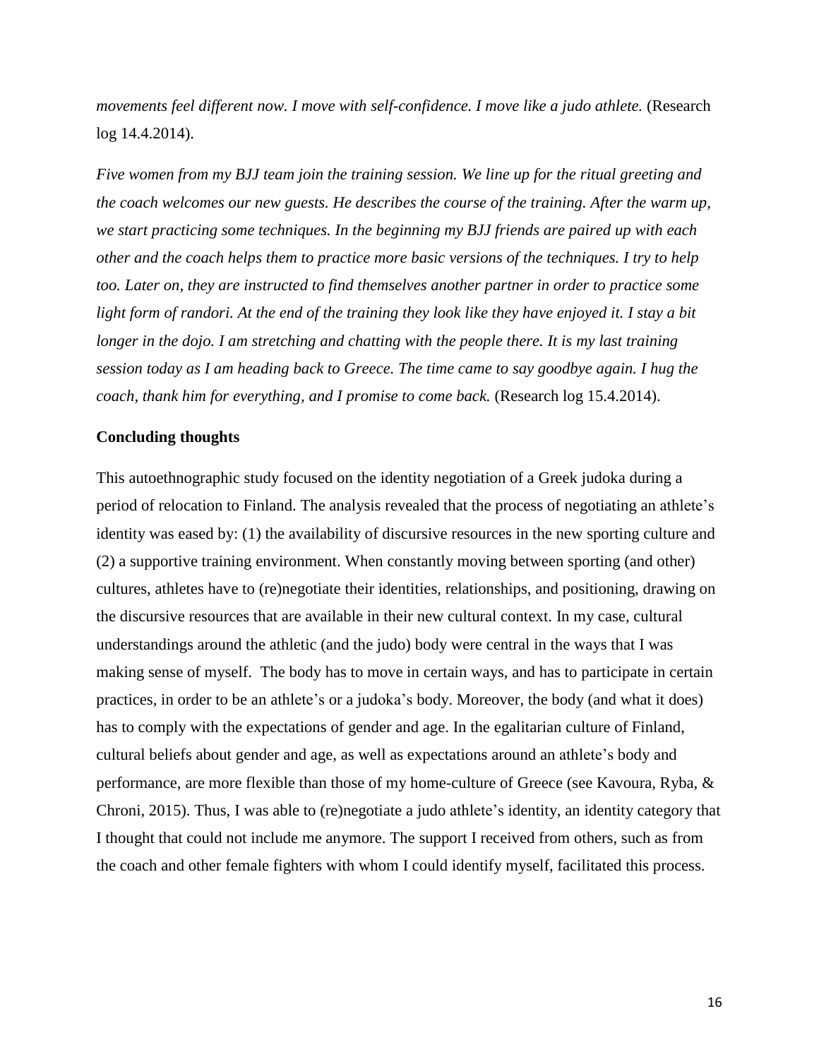*movements feel different now. I move with self-confidence. I move like a judo athlete.* (Research log 14.4.2014).

*Five women from my BJJ team join the training session. We line up for the ritual greeting and the coach welcomes our new guests. He describes the course of the training. After the warm up, we start practicing some techniques. In the beginning my BJJ friends are paired up with each other and the coach helps them to practice more basic versions of the techniques. I try to help too. Later on, they are instructed to find themselves another partner in order to practice some light form of randori. At the end of the training they look like they have enjoyed it. I stay a bit longer in the dojo. I am stretching and chatting with the people there. It is my last training session today as I am heading back to Greece. The time came to say goodbye again. I hug the coach, thank him for everything, and I promise to come back.* (Research log 15.4.2014).

**Concluding thoughts**

This autoethnographic study focused on the identity negotiation of a Greek judoka during a period of relocation to Finland. The analysis revealed that the process of negotiating an athlete's identity was eased by: (1) the availability of discursive resources in the new sporting culture and (2) a supportive training environment. When constantly moving between sporting (and other) cultures, athletes have to (re)negotiate their identities, relationships, and positioning, drawing on the discursive resources that are available in their new cultural context. In my case, cultural understandings around the athletic (and the judo) body were central in the ways that I was making sense of myself. The body has to move in certain ways, and has to participate in certain practices, in order to be an athlete's or a judoka's body. Moreover, the body (and what it does) has to comply with the expectations of gender and age. In the egalitarian culture of Finland, cultural beliefs about gender and age, as well as expectations around an athlete's body and performance, are more flexible than those of my home-culture of Greece (see Kavoura, Ryba, & Chroni, 2015). Thus, I was able to (re)negotiate a judo athlete's identity, an identity category that I thought that could not include me anymore. The support I received from others, such as from the coach and other female fighters with whom I could identify myself, facilitated this process.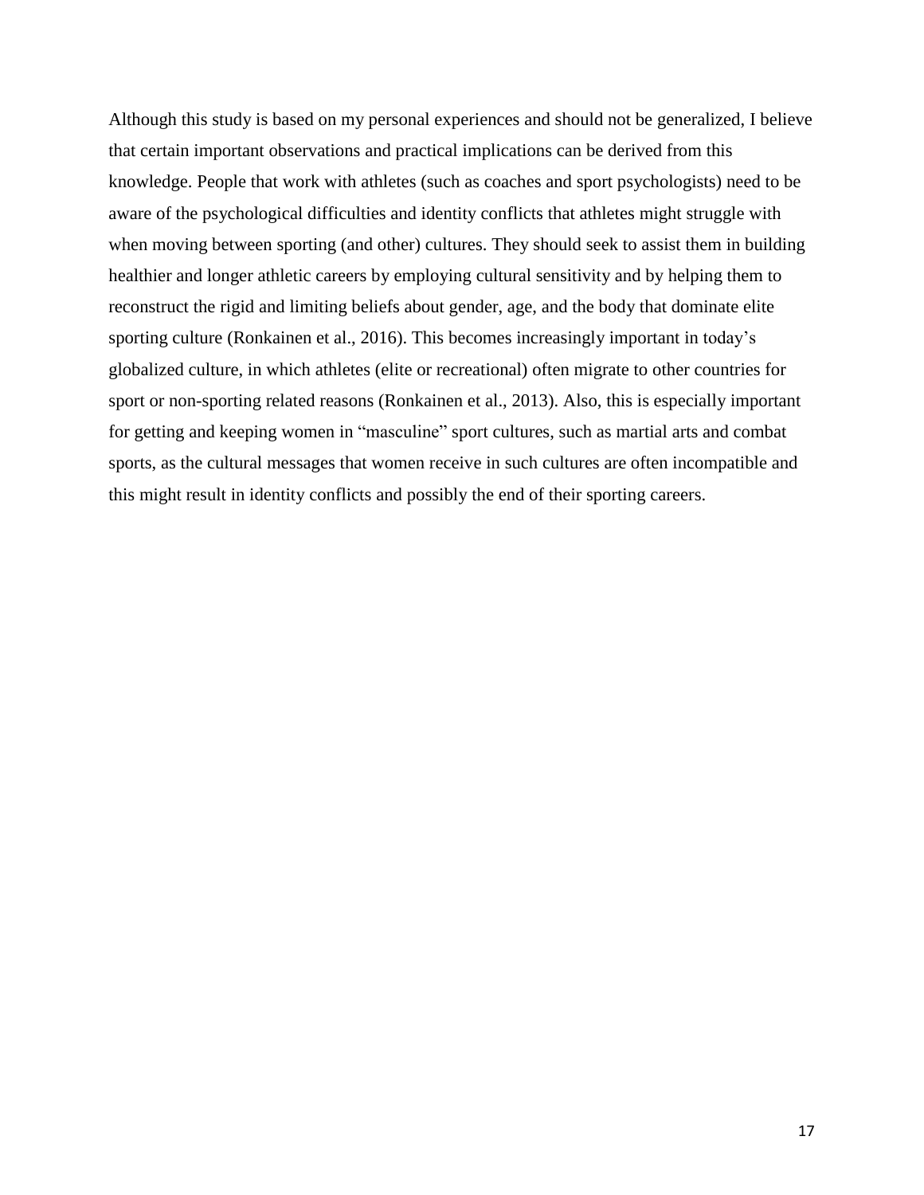Although this study is based on my personal experiences and should not be generalized, I believe that certain important observations and practical implications can be derived from this knowledge. People that work with athletes (such as coaches and sport psychologists) need to be aware of the psychological difficulties and identity conflicts that athletes might struggle with when moving between sporting (and other) cultures. They should seek to assist them in building healthier and longer athletic careers by employing cultural sensitivity and by helping them to reconstruct the rigid and limiting beliefs about gender, age, and the body that dominate elite sporting culture (Ronkainen et al., 2016). This becomes increasingly important in today's globalized culture, in which athletes (elite or recreational) often migrate to other countries for sport or non-sporting related reasons (Ronkainen et al., 2013). Also, this is especially important for getting and keeping women in "masculine" sport cultures, such as martial arts and combat sports, as the cultural messages that women receive in such cultures are often incompatible and this might result in identity conflicts and possibly the end of their sporting careers.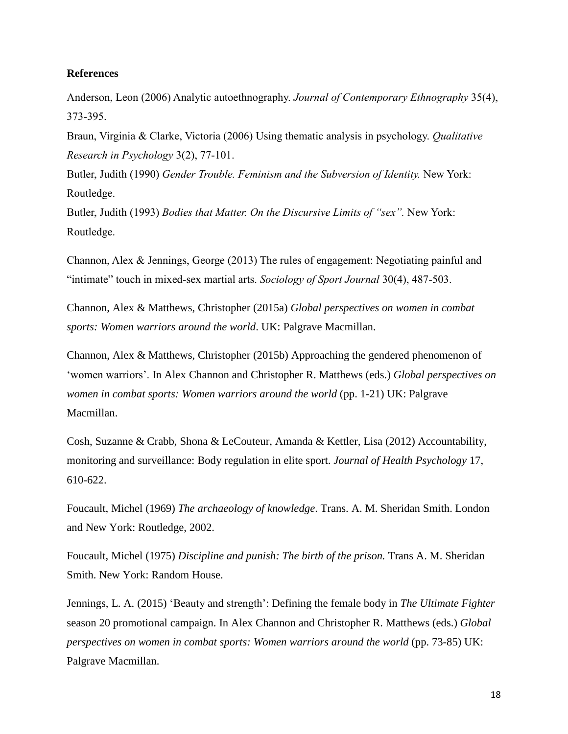**References**

Anderson, Leon (2006) Analytic autoethnography. *Journal of Contemporary Ethnography* 35(4), 373-395.

Braun, Virginia & Clarke, Victoria (2006) Using thematic analysis in psychology. *Qualitative Research in Psychology* 3(2), 77-101.

Butler, Judith (1990) *Gender Trouble. Feminism and the Subversion of Identity.* New York: Routledge.

Butler, Judith (1993) *Bodies that Matter. On the Discursive Limits of "sex".* New York: Routledge.

Channon, Alex & Jennings, George (2013) The rules of engagement: Negotiating painful and "intimate" touch in mixed-sex martial arts. *Sociology of Sport Journal* 30(4), 487-503.

Channon, Alex & Matthews, Christopher (2015a) *Global perspectives on women in combat sports: Women warriors around the world*. UK: Palgrave Macmillan.

Channon, Alex & Matthews, Christopher (2015b) Approaching the gendered phenomenon of 'women warriors'. In Alex Channon and Christopher R. Matthews (eds.) *Global perspectives on women in combat sports: Women warriors around the world* (pp. 1-21) UK: Palgrave Macmillan.

Cosh, Suzanne & Crabb, Shona & LeCouteur, Amanda & Kettler, Lisa (2012) Accountability, monitoring and surveillance: Body regulation in elite sport. *Journal of Health Psychology* 17, 610-622.

Foucault, Michel (1969) *The archaeology of knowledge*. Trans. A. M. Sheridan Smith. London and New York: Routledge, 2002.

Foucault, Michel (1975) *Discipline and punish: The birth of the prison.* Trans A. M. Sheridan Smith. New York: Random House.

Jennings, L. A. (2015) 'Beauty and strength': Defining the female body in *The Ultimate Fighter* season 20 promotional campaign. In Alex Channon and Christopher R. Matthews (eds.) *Global perspectives on women in combat sports: Women warriors around the world* (pp. 73-85) UK: Palgrave Macmillan.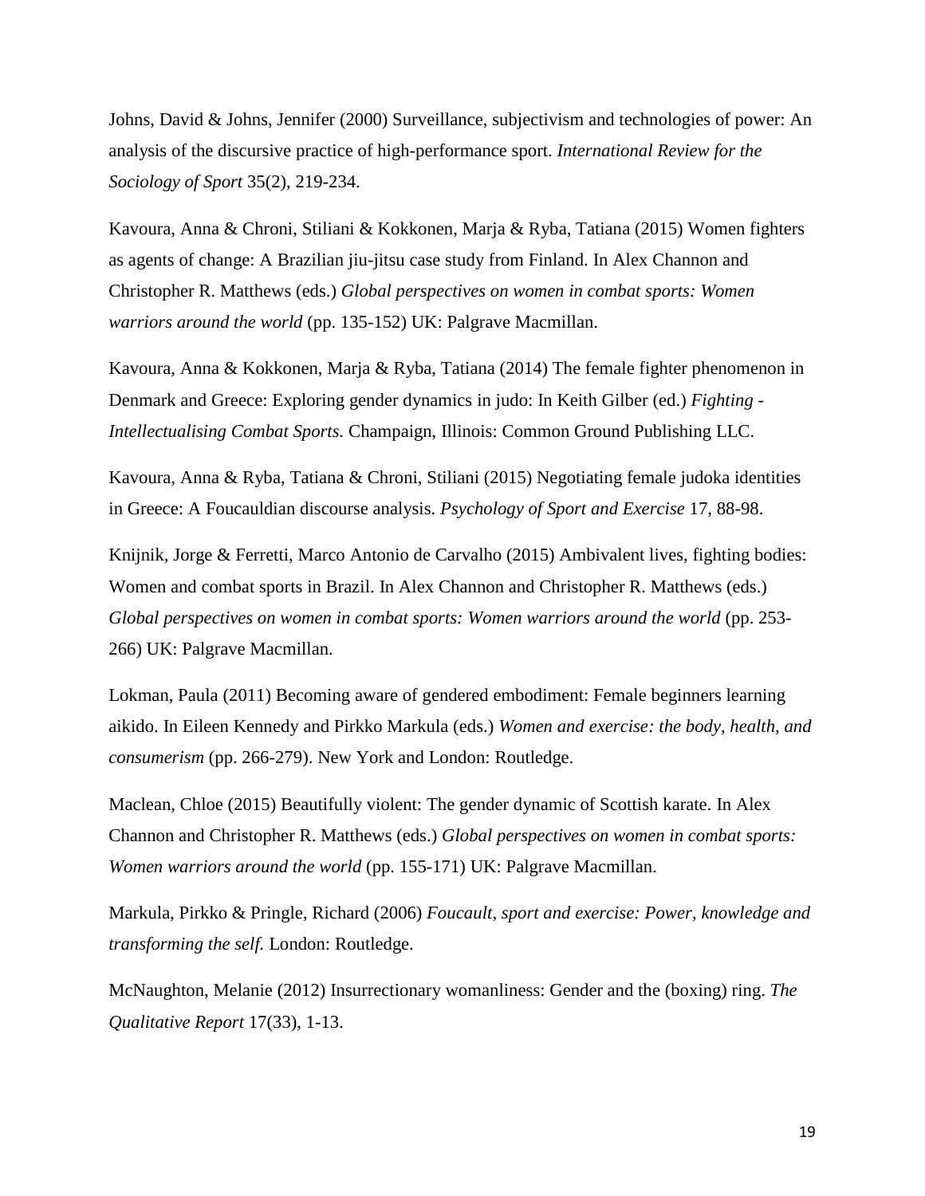Johns, David & Johns, Jennifer (2000) Surveillance, subjectivism and technologies of power: An analysis of the discursive practice of high-performance sport. *International Review for the Sociology of Sport* 35(2), 219-234.

Kavoura, Anna & Chroni, Stiliani & Kokkonen, Marja & Ryba, Tatiana (2015) Women fighters as agents of change: A Brazilian jiu-jitsu case study from Finland. In Alex Channon and Christopher R. Matthews (eds.) *Global perspectives on women in combat sports: Women warriors around the world* (pp. 135-152) UK: Palgrave Macmillan.

Kavoura, Anna & Kokkonen, Marja & Ryba, Tatiana (2014) The female fighter phenomenon in Denmark and Greece: Exploring gender dynamics in judo: In Keith Gilber (ed.) *Fighting - Intellectualising Combat Sports.* Champaign, Illinois: Common Ground Publishing LLC.

Kavoura, Anna & Ryba, Tatiana & Chroni, Stiliani (2015) Negotiating female judoka identities in Greece: A Foucauldian discourse analysis. *Psychology of Sport and Exercise* 17, 88-98.

Knijnik, Jorge & Ferretti, Marco Antonio de Carvalho (2015) Ambivalent lives, fighting bodies: Women and combat sports in Brazil. In Alex Channon and Christopher R. Matthews (eds.) *Global perspectives on women in combat sports: Women warriors around the world* (pp. 253-266) UK: Palgrave Macmillan.

Lokman, Paula (2011) Becoming aware of gendered embodiment: Female beginners learning aikido. In Eileen Kennedy and Pirkko Markula (eds.) *Women and exercise: the body, health, and consumerism* (pp. 266-279). New York and London: Routledge.

Maclean, Chloe (2015) Beautifully violent: The gender dynamic of Scottish karate. In Alex Channon and Christopher R. Matthews (eds.) *Global perspectives on women in combat sports: Women warriors around the world* (pp. 155-171) UK: Palgrave Macmillan.

Markula, Pirkko & Pringle, Richard (2006) *Foucault, sport and exercise: Power, knowledge and transforming the self.* London: Routledge.

McNaughton, Melanie (2012) Insurrectionary womanliness: Gender and the (boxing) ring. *The Qualitative Report* 17(33), 1-13.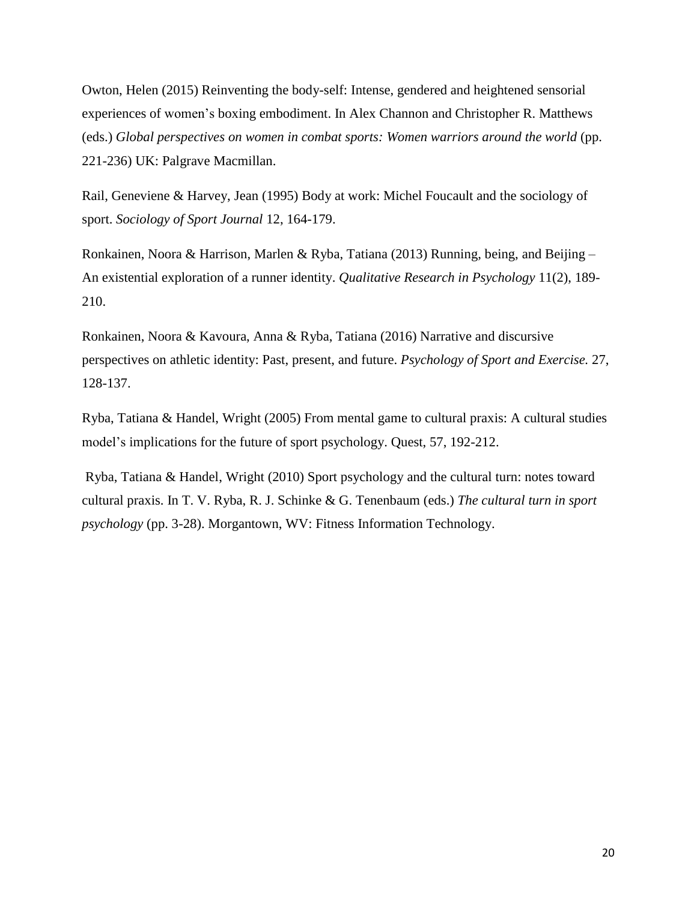Owton, Helen (2015) Reinventing the body-self: Intense, gendered and heightened sensorial experiences of women's boxing embodiment. In Alex Channon and Christopher R. Matthews (eds.) *Global perspectives on women in combat sports: Women warriors around the world* (pp. 221-236) UK: Palgrave Macmillan.

Rail, Geneviene & Harvey, Jean (1995) Body at work: Michel Foucault and the sociology of sport. *Sociology of Sport Journal* 12, 164-179.

Ronkainen, Noora & Harrison, Marlen & Ryba, Tatiana (2013) Running, being, and Beijing – An existential exploration of a runner identity. *Qualitative Research in Psychology* 11(2), 189-210.

Ronkainen, Noora & Kavoura, Anna & Ryba, Tatiana (2016) Narrative and discursive perspectives on athletic identity: Past, present, and future. *Psychology of Sport and Exercise.* 27, 128-137.

Ryba, Tatiana & Handel, Wright (2005) From mental game to cultural praxis: A cultural studies model's implications for the future of sport psychology. Quest, 57, 192-212.

Ryba, Tatiana & Handel, Wright (2010) Sport psychology and the cultural turn: notes toward cultural praxis. In T. V. Ryba, R. J. Schinke & G. Tenenbaum (eds.) *The cultural turn in sport psychology* (pp. 3-28). Morgantown, WV: Fitness Information Technology.